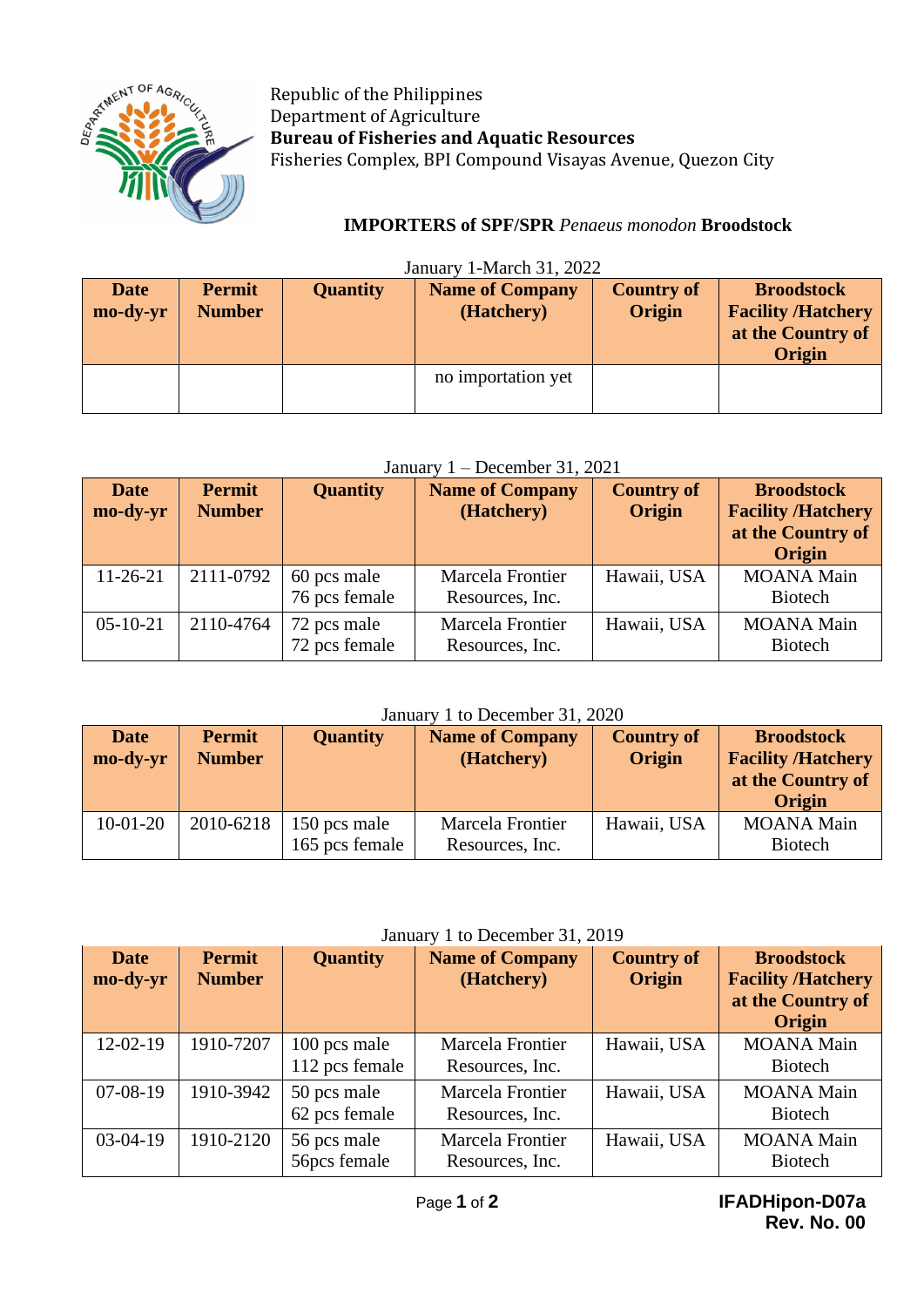Republic of the Philippines
Department of Agriculture
**Bureau of Fisheries and Aquatic Resources**
Fisheries Complex, BPI Compound Visayas Avenue, Quezon City

## IMPORTERS of SPF/SPR *Penaeus monodon* Broodstock

January 1-March 31, 2022

| Date mo-dy-yr | Permit Number | Quantity | Name of Company (Hatchery) | Country of Origin | Broodstock Facility /Hatchery at the Country of Origin |
|---|---|---|---|---|---|
| | | | no importation yet | | |

January 1 – December 31, 2021

| Date mo-dy-yr | Permit Number | Quantity | Name of Company (Hatchery) | Country of Origin | Broodstock Facility /Hatchery at the Country of Origin |
|---|---|---|---|---|---|
| 11-26-21 | 2111-0792 | 60 pcs male 76 pcs female | Marcela Frontier Resources, Inc. | Hawaii, USA | MOANA Main Biotech |
| 05-10-21 | 2110-4764 | 72 pcs male 72 pcs female | Marcela Frontier Resources, Inc. | Hawaii, USA | MOANA Main Biotech |

January 1 to December 31, 2020

| Date mo-dy-yr | Permit Number | Quantity | Name of Company (Hatchery) | Country of Origin | Broodstock Facility /Hatchery at the Country of Origin |
|---|---|---|---|---|---|
| 10-01-20 | 2010-6218 | 150 pcs male 165 pcs female | Marcela Frontier Resources, Inc. | Hawaii, USA | MOANA Main Biotech |

January 1 to December 31, 2019

| Date mo-dy-yr | Permit Number | Quantity | Name of Company (Hatchery) | Country of Origin | Broodstock Facility /Hatchery at the Country of Origin |
|---|---|---|---|---|---|
| 12-02-19 | 1910-7207 | 100 pcs male 112 pcs female | Marcela Frontier Resources, Inc. | Hawaii, USA | MOANA Main Biotech |
| 07-08-19 | 1910-3942 | 50 pcs male 62 pcs female | Marcela Frontier Resources, Inc. | Hawaii, USA | MOANA Main Biotech |
| 03-04-19 | 1910-2120 | 56 pcs male 56pcs female | Marcela Frontier Resources, Inc. | Hawaii, USA | MOANA Main Biotech |

**IFADHipon-D07a**
**Rev. No. 00**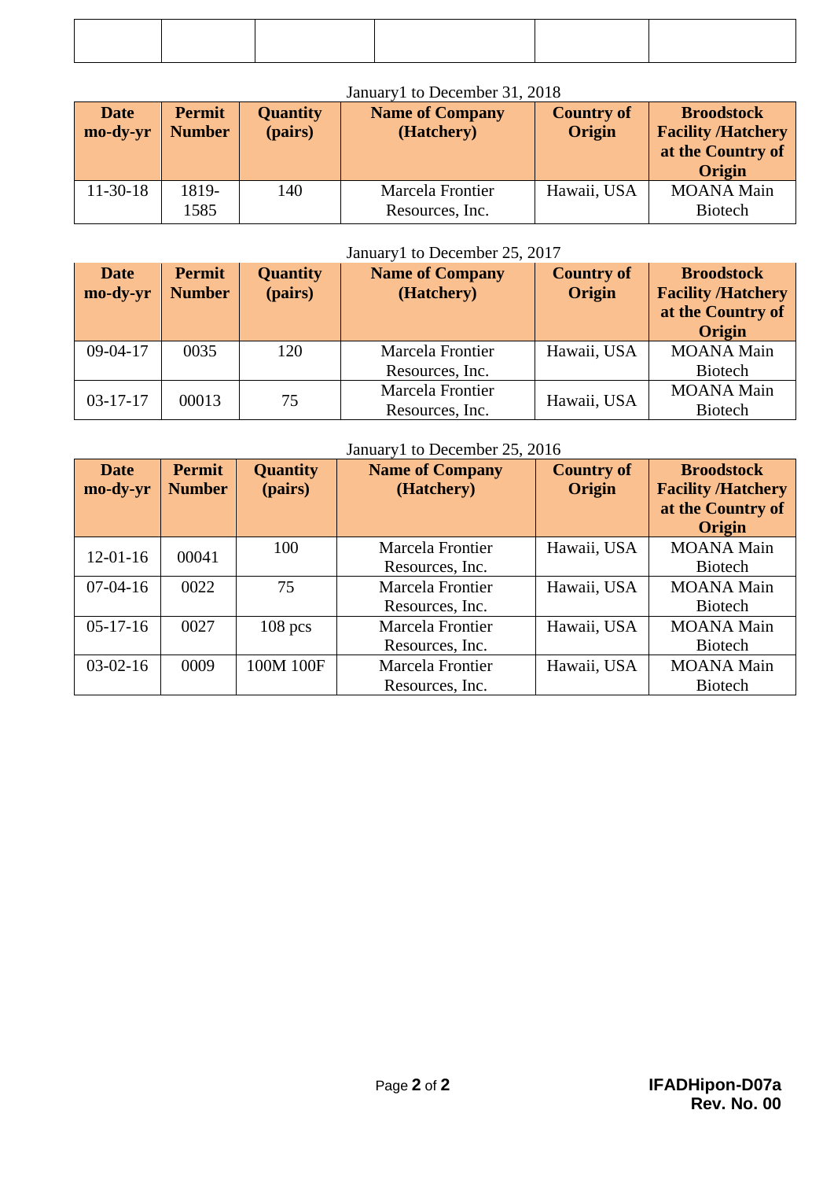| | | | | | |
|---|---|---|---|---|---|
| | | | | | |

January1 to December 31, 2018

| Date mo-dy-yr | Permit Number | Quantity (pairs) | Name of Company (Hatchery) | Country of Origin | Broodstock Facility /Hatchery at the Country of Origin |
|---|---|---|---|---|---|
| 11-30-18 | 1819-1585 | 140 | Marcela Frontier Resources, Inc. | Hawaii, USA | MOANA Main Biotech |

January1 to December 25, 2017

| Date mo-dy-yr | Permit Number | Quantity (pairs) | Name of Company (Hatchery) | Country of Origin | Broodstock Facility /Hatchery at the Country of Origin |
|---|---|---|---|---|---|
| 09-04-17 | 0035 | 120 | Marcela Frontier Resources, Inc. | Hawaii, USA | MOANA Main Biotech |
| 03-17-17 | 00013 | 75 | Marcela Frontier Resources, Inc. | Hawaii, USA | MOANA Main Biotech |

January1 to December 25, 2016

| Date mo-dy-yr | Permit Number | Quantity (pairs) | Name of Company (Hatchery) | Country of Origin | Broodstock Facility /Hatchery at the Country of Origin |
|---|---|---|---|---|---|
| 12-01-16 | 00041 | 100 | Marcela Frontier Resources, Inc. | Hawaii, USA | MOANA Main Biotech |
| 07-04-16 | 0022 | 75 | Marcela Frontier Resources, Inc. | Hawaii, USA | MOANA Main Biotech |
| 05-17-16 | 0027 | 108 pcs | Marcela Frontier Resources, Inc. | Hawaii, USA | MOANA Main Biotech |
| 03-02-16 | 0009 | 100M 100F | Marcela Frontier Resources, Inc. | Hawaii, USA | MOANA Main Biotech |

**IFADHipon-D07a**
**Rev. No. 00**